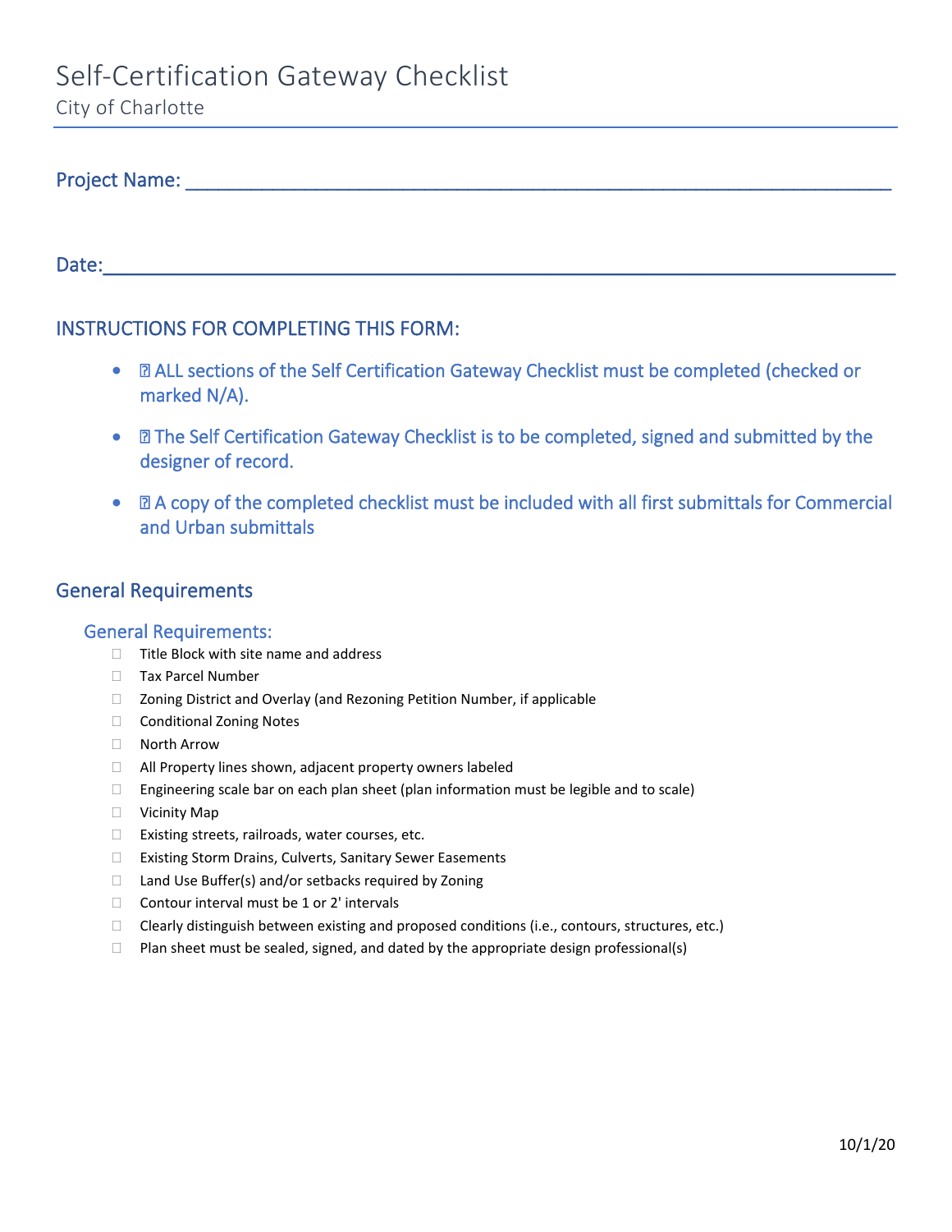# Self-Certification Gateway Checklist

City of Charlotte

Project Name: ___________________________________________________________

Date: ______________________________________________________________

## INSTRUCTIONS FOR COMPLETING THIS FORM:

- ☐ ALL sections of the Self Certification Gateway Checklist must be completed (checked or marked N/A).
- ☐ The Self Certification Gateway Checklist is to be completed, signed and submitted by the designer of record.
- ☐ A copy of the completed checklist must be included with all first submittals for Commercial and Urban submittals

## General Requirements

### General Requirements:

- ☐ Title Block with site name and address
- ☐ Tax Parcel Number
- ☐ Zoning District and Overlay (and Rezoning Petition Number, if applicable
- ☐ Conditional Zoning Notes
- ☐ North Arrow
- ☐ All Property lines shown, adjacent property owners labeled
- ☐ Engineering scale bar on each plan sheet (plan information must be legible and to scale)
- ☐ Vicinity Map
- ☐ Existing streets, railroads, water courses, etc.
- ☐ Existing Storm Drains, Culverts, Sanitary Sewer Easements
- ☐ Land Use Buffer(s) and/or setbacks required by Zoning
- ☐ Contour interval must be 1 or 2' intervals
- ☐ Clearly distinguish between existing and proposed conditions (i.e., contours, structures, etc.)
- ☐ Plan sheet must be sealed, signed, and dated by the appropriate design professional(s)

10/1/20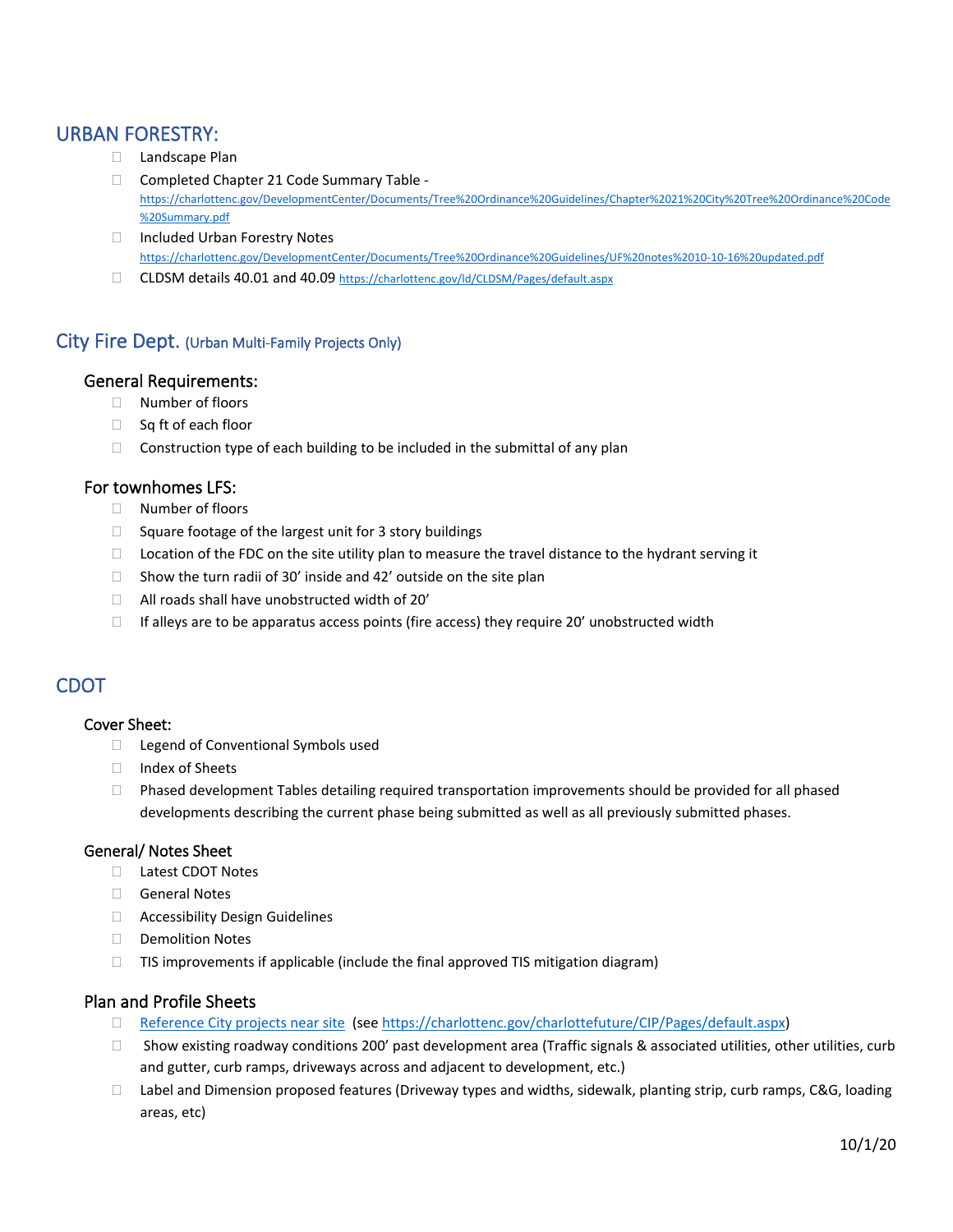## URBAN FORESTRY:

- ☐ Landscape Plan
- ☐ Completed Chapter 21 Code Summary Table - https://charlottenc.gov/DevelopmentCenter/Documents/Tree%20Ordinance%20Guidelines/Chapter%2021%20City%20Tree%20Ordinance%20Code%20Summary.pdf
- ☐ Included Urban Forestry Notes https://charlottenc.gov/DevelopmentCenter/Documents/Tree%20Ordinance%20Guidelines/UF%20notes%2010-10-16%20updated.pdf
- ☐ CLDSM details 40.01 and 40.09 https://charlottenc.gov/ld/CLDSM/Pages/default.aspx

## City Fire Dept. (Urban Multi-Family Projects Only)

### General Requirements:

- ☐ Number of floors
- ☐ Sq ft of each floor
- ☐ Construction type of each building to be included in the submittal of any plan

### For townhomes LFS:

- ☐ Number of floors
- ☐ Square footage of the largest unit for 3 story buildings
- ☐ Location of the FDC on the site utility plan to measure the travel distance to the hydrant serving it
- ☐ Show the turn radii of 30' inside and 42' outside on the site plan
- ☐ All roads shall have unobstructed width of 20'
- ☐ If alleys are to be apparatus access points (fire access) they require 20' unobstructed width

## CDOT

### Cover Sheet:

- ☐ Legend of Conventional Symbols used
- ☐ Index of Sheets
- ☐ Phased development Tables detailing required transportation improvements should be provided for all phased developments describing the current phase being submitted as well as all previously submitted phases.

### General/ Notes Sheet

- ☐ Latest CDOT Notes
- ☐ General Notes
- ☐ Accessibility Design Guidelines
- ☐ Demolition Notes
- ☐ TIS improvements if applicable (include the final approved TIS mitigation diagram)

### Plan and Profile Sheets

- ☐ Reference City projects near site (see https://charlottenc.gov/charlottefuture/CIP/Pages/default.aspx)
- ☐ Show existing roadway conditions 200' past development area (Traffic signals & associated utilities, other utilities, curb and gutter, curb ramps, driveways across and adjacent to development, etc.)
- ☐ Label and Dimension proposed features (Driveway types and widths, sidewalk, planting strip, curb ramps, C&G, loading areas, etc)

10/1/20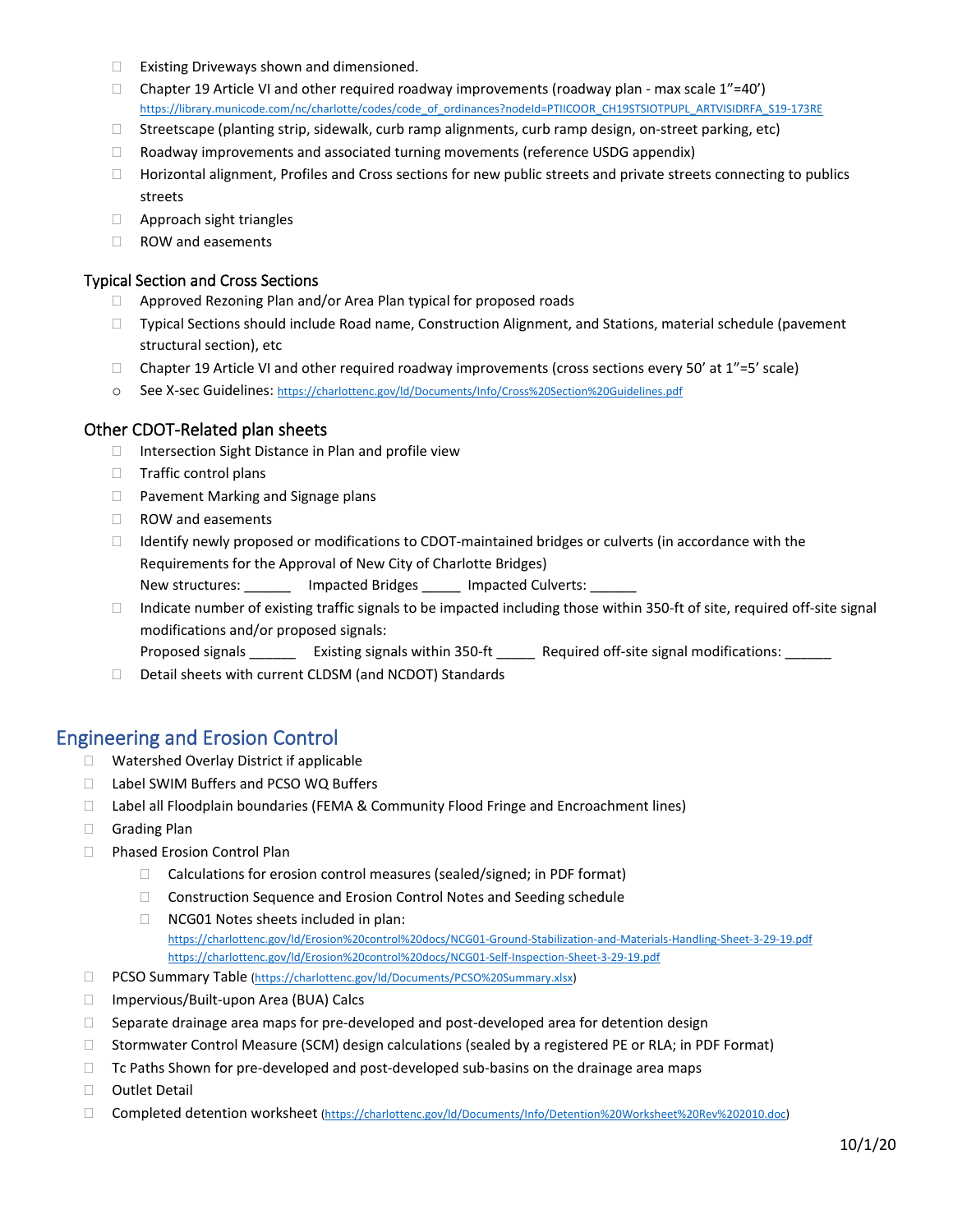- ☐ Existing Driveways shown and dimensioned.
- ☐ Chapter 19 Article VI and other required roadway improvements (roadway plan - max scale 1"=40') https://library.municode.com/nc/charlotte/codes/code_of_ordinances?nodeId=PTIICOOR_CH19STSIOTPUPL_ARTVISIDRFA_S19-173RE
- ☐ Streetscape (planting strip, sidewalk, curb ramp alignments, curb ramp design, on-street parking, etc)
- ☐ Roadway improvements and associated turning movements (reference USDG appendix)
- ☐ Horizontal alignment, Profiles and Cross sections for new public streets and private streets connecting to publics streets
- ☐ Approach sight triangles
- ☐ ROW and easements

### Typical Section and Cross Sections

- ☐ Approved Rezoning Plan and/or Area Plan typical for proposed roads
- ☐ Typical Sections should include Road name, Construction Alignment, and Stations, material schedule (pavement structural section), etc
- ☐ Chapter 19 Article VI and other required roadway improvements (cross sections every 50' at 1"=5' scale)
- o See X-sec Guidelines: https://charlottenc.gov/ld/Documents/Info/Cross%20Section%20Guidelines.pdf

### Other CDOT-Related plan sheets

- ☐ Intersection Sight Distance in Plan and profile view
- ☐ Traffic control plans
- ☐ Pavement Marking and Signage plans
- ☐ ROW and easements
- ☐ Identify newly proposed or modifications to CDOT-maintained bridges or culverts (in accordance with the Requirements for the Approval of New City of Charlotte Bridges)
  New structures: ______ Impacted Bridges _____ Impacted Culverts: ______
- ☐ Indicate number of existing traffic signals to be impacted including those within 350-ft of site, required off-site signal modifications and/or proposed signals:
  Proposed signals ______ Existing signals within 350-ft _____ Required off-site signal modifications: ______
- ☐ Detail sheets with current CLDSM (and NCDOT) Standards

## Engineering and Erosion Control

- ☐ Watershed Overlay District if applicable
- ☐ Label SWIM Buffers and PCSO WQ Buffers
- ☐ Label all Floodplain boundaries (FEMA & Community Flood Fringe and Encroachment lines)
- ☐ Grading Plan
- ☐ Phased Erosion Control Plan
  - ☐ Calculations for erosion control measures (sealed/signed; in PDF format)
  - ☐ Construction Sequence and Erosion Control Notes and Seeding schedule
  - ☐ NCG01 Notes sheets included in plan:
    https://charlottenc.gov/ld/Erosion%20control%20docs/NCG01-Ground-Stabilization-and-Materials-Handling-Sheet-3-29-19.pdf
    https://charlottenc.gov/ld/Erosion%20control%20docs/NCG01-Self-Inspection-Sheet-3-29-19.pdf
- ☐ PCSO Summary Table (https://charlottenc.gov/ld/Documents/PCSO%20Summary.xlsx)
- ☐ Impervious/Built-upon Area (BUA) Calcs
- ☐ Separate drainage area maps for pre-developed and post-developed area for detention design
- ☐ Stormwater Control Measure (SCM) design calculations (sealed by a registered PE or RLA; in PDF Format)
- ☐ Tc Paths Shown for pre-developed and post-developed sub-basins on the drainage area maps
- ☐ Outlet Detail
- ☐ Completed detention worksheet (https://charlottenc.gov/ld/Documents/Info/Detention%20Worksheet%20Rev%202010.doc)

10/1/20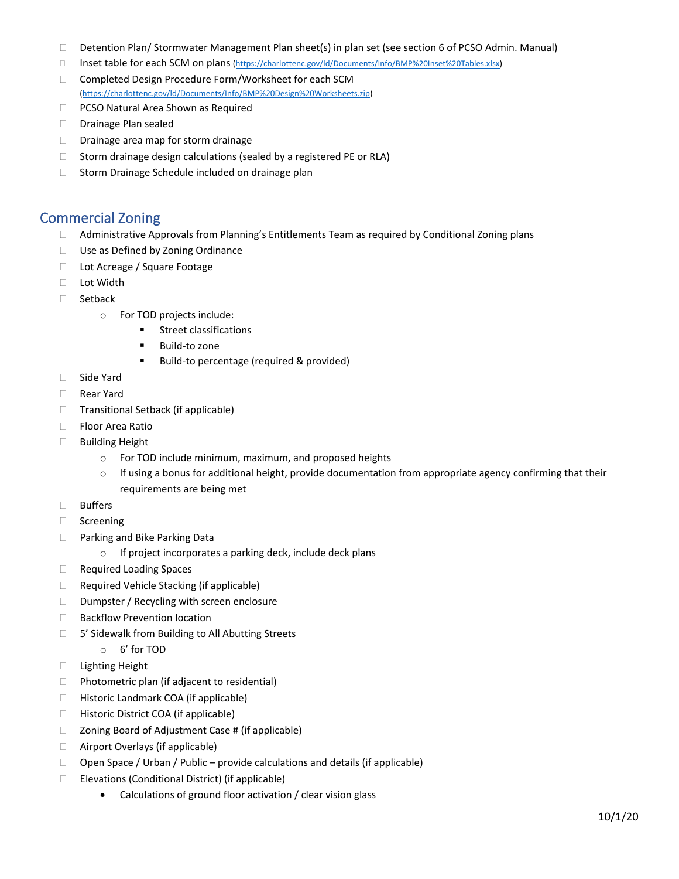- ☐ Detention Plan/ Stormwater Management Plan sheet(s) in plan set (see section 6 of PCSO Admin. Manual)
- ☐ Inset table for each SCM on plans (https://charlottenc.gov/ld/Documents/Info/BMP%20Inset%20Tables.xlsx)
- ☐ Completed Design Procedure Form/Worksheet for each SCM (https://charlottenc.gov/ld/Documents/Info/BMP%20Design%20Worksheets.zip)
- ☐ PCSO Natural Area Shown as Required
- ☐ Drainage Plan sealed
- ☐ Drainage area map for storm drainage
- ☐ Storm drainage design calculations (sealed by a registered PE or RLA)
- ☐ Storm Drainage Schedule included on drainage plan

## Commercial Zoning

- ☐ Administrative Approvals from Planning's Entitlements Team as required by Conditional Zoning plans
- ☐ Use as Defined by Zoning Ordinance
- ☐ Lot Acreage / Square Footage
- ☐ Lot Width
- ☐ Setback
  - For TOD projects include:
    - Street classifications
    - Build-to zone
    - Build-to percentage (required & provided)
- ☐ Side Yard
- ☐ Rear Yard
- ☐ Transitional Setback (if applicable)
- ☐ Floor Area Ratio
- ☐ Building Height
  - For TOD include minimum, maximum, and proposed heights
  - If using a bonus for additional height, provide documentation from appropriate agency confirming that their requirements are being met
- ☐ Buffers
- ☐ Screening
- ☐ Parking and Bike Parking Data
  - If project incorporates a parking deck, include deck plans
- ☐ Required Loading Spaces
- ☐ Required Vehicle Stacking (if applicable)
- ☐ Dumpster / Recycling with screen enclosure
- ☐ Backflow Prevention location
- ☐ 5' Sidewalk from Building to All Abutting Streets
  - 6' for TOD
- ☐ Lighting Height
- ☐ Photometric plan (if adjacent to residential)
- ☐ Historic Landmark COA (if applicable)
- ☐ Historic District COA (if applicable)
- ☐ Zoning Board of Adjustment Case # (if applicable)
- ☐ Airport Overlays (if applicable)
- ☐ Open Space / Urban / Public – provide calculations and details (if applicable)
- ☐ Elevations (Conditional District) (if applicable)
  - Calculations of ground floor activation / clear vision glass

10/1/20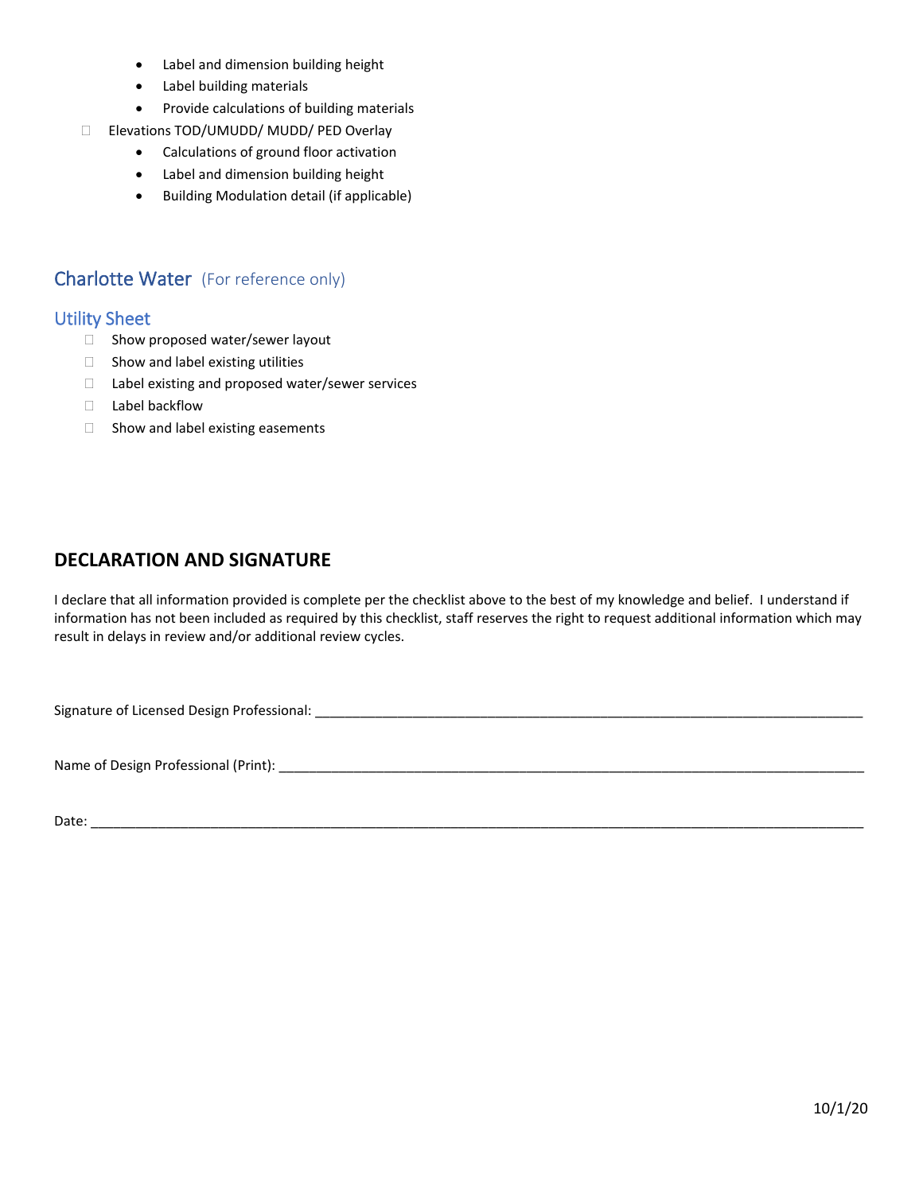- Label and dimension building height
- Label building materials
- Provide calculations of building materials

- [ ] Elevations TOD/UMUDD/ MUDD/ PED Overlay
    - Calculations of ground floor activation
    - Label and dimension building height
    - Building Modulation detail (if applicable)

## Charlotte Water (For reference only)

### Utility Sheet

- [ ] Show proposed water/sewer layout
- [ ] Show and label existing utilities
- [ ] Label existing and proposed water/sewer services
- [ ] Label backflow
- [ ] Show and label existing easements

## DECLARATION AND SIGNATURE

I declare that all information provided is complete per the checklist above to the best of my knowledge and belief. I understand if information has not been included as required by this checklist, staff reserves the right to request additional information which may result in delays in review and/or additional review cycles.

Signature of Licensed Design Professional: ___________________________________________

Name of Design Professional (Print): ___________________________________________

Date: ___________________________________________

10/1/20